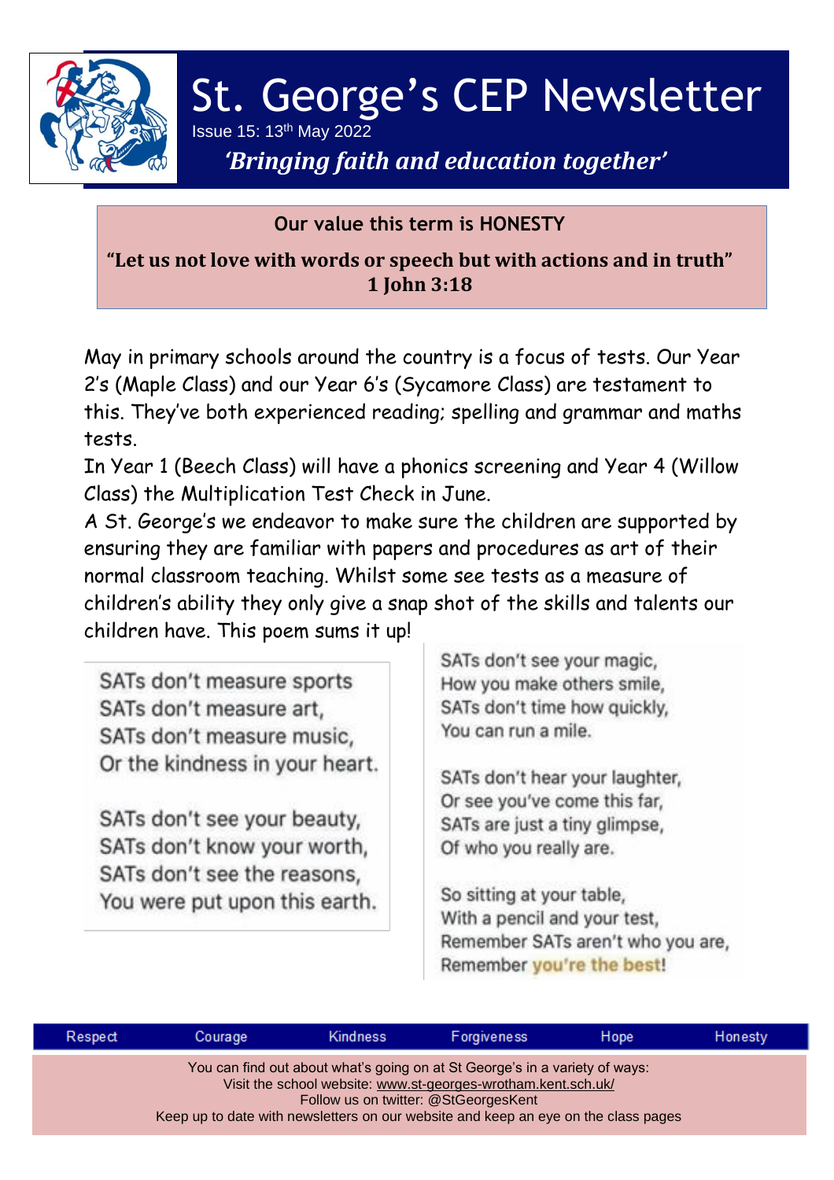# St. George's CEP Newsletter

Issue 15: 13th May 2022

*'Bringing faith and education together'*

**Our value this term is HONESTY**

**"Let us not love with words or speech but with actions and in truth" 1 John 3:18**

May in primary schools around the country is a focus of tests. Our Year 2's (Maple Class) and our Year 6's (Sycamore Class) are testament to this. They've both experienced reading; spelling and grammar and maths tests.

In Year 1 (Beech Class) will have a phonics screening and Year 4 (Willow Class) the Multiplication Test Check in June.

A St. George's we endeavor to make sure the children are supported by ensuring they are familiar with papers and procedures as art of their normal classroom teaching. Whilst some see tests as a measure of children's ability they only give a snap shot of the skills and talents our children have. This poem sums it up!

SATs don't measure sports  
SATs don't measure art,  
SATs don't measure music,  
Or the kindness in your heart.

SATs don't see your beauty,  
SATs don't know your worth,  
SATs don't see the reasons,  
You were put upon this earth.

SATs don't see your magic,  
How you make others smile,  
SATs don't time how quickly,  
You can run a mile.

SATs don't hear your laughter,  
Or see you've come this far,  
SATs are just a tiny glimpse,  
Of who you really are.

So sitting at your table,  
With a pencil and your test,  
Remember SATs aren't who you are,  
Remember **you're the best!**

Respect | Courage | Kindness | Forgiveness | Hope | Honesty

You can find out about what's going on at St George's in a variety of ways:  
Visit the school website: www.st-georges-wrotham.kent.sch.uk/  
Follow us on twitter: @StGeorgesKent  
Keep up to date with newsletters on our website and keep an eye on the class pages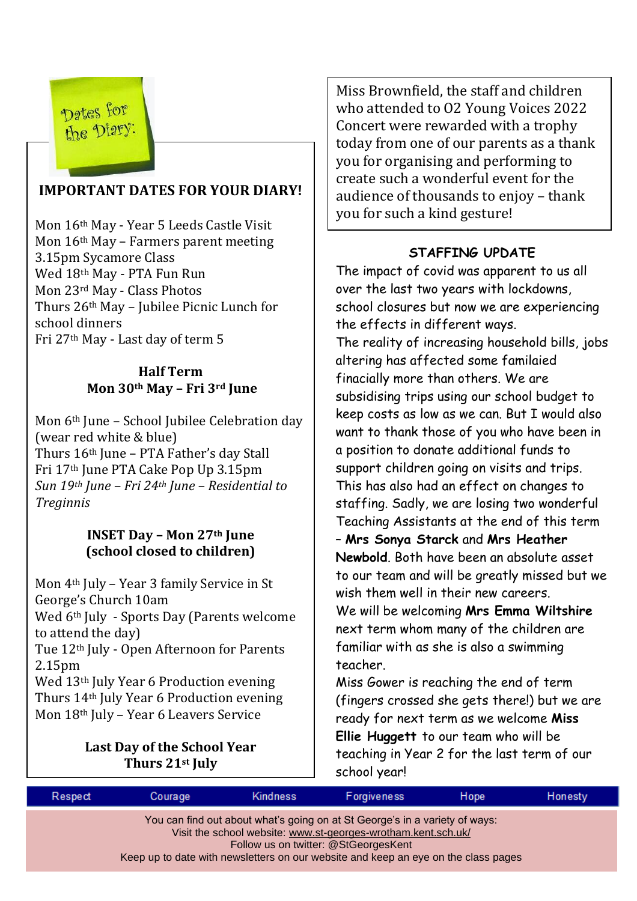Dates for the Diary:

## IMPORTANT DATES FOR YOUR DIARY!

Mon 16th May - Year 5 Leeds Castle Visit
Mon 16th May – Farmers parent meeting 3.15pm Sycamore Class
Wed 18th May - PTA Fun Run
Mon 23rd May - Class Photos
Thurs 26th May – Jubilee Picnic Lunch for school dinners
Fri 27th May - Last day of term 5

**Half Term**
**Mon 30th May – Fri 3rd June**

Mon 6th June – School Jubilee Celebration day (wear red white & blue)
Thurs 16th June – PTA Father's day Stall
Fri 17th June PTA Cake Pop Up 3.15pm
*Sun 19th June – Fri 24th June – Residential to Treginnis*

**INSET Day – Mon 27th June**
**(school closed to children)**

Mon 4th July – Year 3 family Service in St George's Church 10am
Wed 6th July - Sports Day (Parents welcome to attend the day)
Tue 12th July - Open Afternoon for Parents 2.15pm
Wed 13th July Year 6 Production evening
Thurs 14th July Year 6 Production evening
Mon 18th July – Year 6 Leavers Service

**Last Day of the School Year**
**Thurs 21st July**

Miss Brownfield, the staff and children who attended to O2 Young Voices 2022 Concert were rewarded with a trophy today from one of our parents as a thank you for organising and performing to create such a wonderful event for the audience of thousands to enjoy – thank you for such a kind gesture!

## STAFFING UPDATE

The impact of covid was apparent to us all over the last two years with lockdowns, school closures but now we are experiencing the effects in different ways.
The reality of increasing household bills, jobs altering has affected some familaied finacially more than others. We are subsidising trips using our school budget to keep costs as low as we can. But I would also want to thank those of you who have been in a position to donate additional funds to support children going on visits and trips.
This has also had an effect on changes to staffing. Sadly, we are losing two wonderful Teaching Assistants at the end of this term – **Mrs Sonya Starck** and **Mrs Heather Newbold**. Both have been an absolute asset to our team and will be greatly missed but we wish them well in their new careers.
We will be welcoming **Mrs Emma Wiltshire** next term whom many of the children are familiar with as she is also a swimming teacher.
Miss Gower is reaching the end of term (fingers crossed she gets there!) but we are ready for next term as we welcome **Miss Ellie Huggett** to our team who will be teaching in Year 2 for the last term of our school year!

Respect | Courage | Kindness | Forgiveness | Hope | Honesty

You can find out about what's going on at St George's in a variety of ways:
Visit the school website: www.st-georges-wrotham.kent.sch.uk/
Follow us on twitter: @StGeorgesKent
Keep up to date with newsletters on our website and keep an eye on the class pages